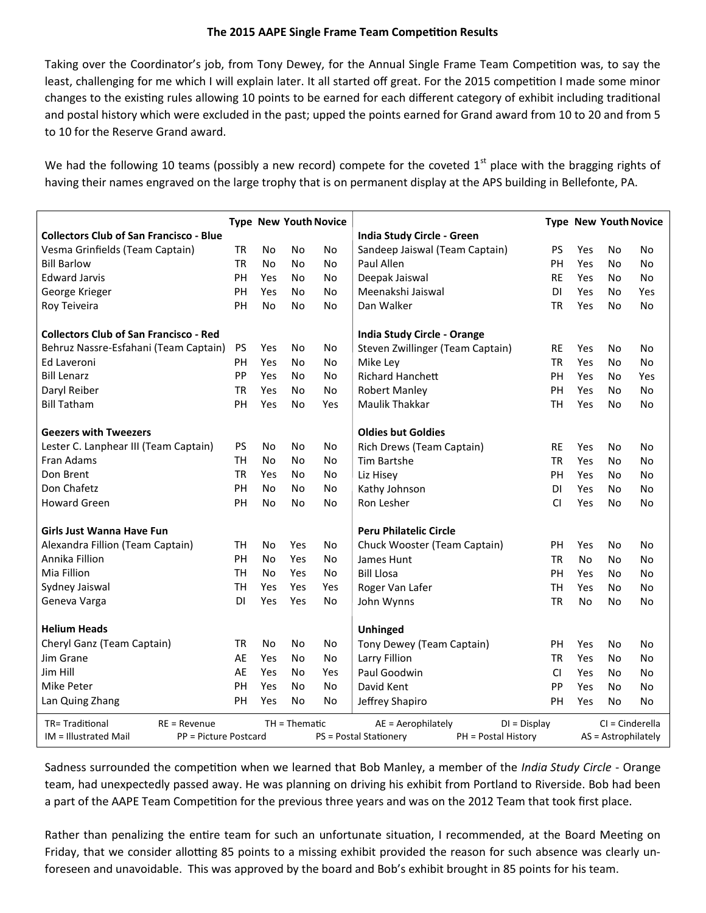# The 2015 AAPE Single Frame Team Competition Results

Taking over the Coordinator's job, from Tony Dewey, for the Annual Single Frame Team Competition was, to say the least, challenging for me which I will explain later. It all started off great. For the 2015 competition I made some minor changes to the existing rules allowing 10 points to be earned for each different category of exhibit including traditional and postal history which were excluded in the past; upped the points earned for Grand award from 10 to 20 and from 5 to 10 for the Reserve Grand award.

We had the following 10 teams (possibly a new record) compete for the coveted 1st place with the bragging rights of having their names engraved on the large trophy that is on permanent display at the APS building in Bellefonte, PA.

| | Type | New | Youth | Novice | | Type | New | Youth | Novice |
|---|---|---|---|---|---|---|---|---|---|
| **Collectors Club of San Francisco - Blue** | | | | | **India Study Circle - Green** | | | | |
| Vesma Grinfields (Team Captain) | TR | No | No | No | Sandeep Jaiswal (Team Captain) | PS | Yes | No | No |
| Bill Barlow | TR | No | No | No | Paul Allen | PH | Yes | No | No |
| Edward Jarvis | PH | Yes | No | No | Deepak Jaiswal | RE | Yes | No | No |
| George Krieger | PH | Yes | No | No | Meenakshi Jaiswal | DI | Yes | No | Yes |
| Roy Teiveira | PH | No | No | No | Dan Walker | TR | Yes | No | No |
| **Collectors Club of San Francisco - Red** | | | | | **India Study Circle - Orange** | | | | |
| Behruz Nassre-Esfahani (Team Captain) | PS | Yes | No | No | Steven Zwillinger (Team Captain) | RE | Yes | No | No |
| Ed Laveroni | PH | Yes | No | No | Mike Ley | TR | Yes | No | No |
| Bill Lenarz | PP | Yes | No | No | Richard Hanchett | PH | Yes | No | Yes |
| Daryl Reiber | TR | Yes | No | No | Robert Manley | PH | Yes | No | No |
| Bill Tatham | PH | Yes | No | Yes | Maulik Thakkar | TH | Yes | No | No |
| **Geezers with Tweezers** | | | | | **Oldies but Goldies** | | | | |
| Lester C. Lanphear III (Team Captain) | PS | No | No | No | Rich Drews (Team Captain) | RE | Yes | No | No |
| Fran Adams | TH | No | No | No | Tim Bartshe | TR | Yes | No | No |
| Don Brent | TR | Yes | No | No | Liz Hisey | PH | Yes | No | No |
| Don Chafetz | PH | No | No | No | Kathy Johnson | DI | Yes | No | No |
| Howard Green | PH | No | No | No | Ron Lesher | CI | Yes | No | No |
| **Girls Just Wanna Have Fun** | | | | | **Peru Philatelic Circle** | | | | |
| Alexandra Fillion (Team Captain) | TH | No | Yes | No | Chuck Wooster (Team Captain) | PH | Yes | No | No |
| Annika Fillion | PH | No | Yes | No | James Hunt | TR | No | No | No |
| Mia Fillion | TH | No | Yes | No | Bill Llosa | PH | Yes | No | No |
| Sydney Jaiswal | TH | Yes | Yes | Yes | Roger Van Lafer | TH | Yes | No | No |
| Geneva Varga | DI | Yes | Yes | No | John Wynns | TR | No | No | No |
| **Helium Heads** | | | | | **Unhinged** | | | | |
| Cheryl Ganz (Team Captain) | TR | No | No | No | Tony Dewey (Team Captain) | PH | Yes | No | No |
| Jim Grane | AE | Yes | No | No | Larry Fillion | TR | Yes | No | No |
| Jim Hill | AE | Yes | No | Yes | Paul Goodwin | CI | Yes | No | No |
| Mike Peter | PH | Yes | No | No | David Kent | PP | Yes | No | No |
| Lan Quing Zhang | PH | Yes | No | No | Jeffrey Shapiro | PH | Yes | No | No |

TR= Traditional; RE = Revenue; TH = Thematic; AE = Aerophilately; DI = Display; CI = Cinderella; IM = Illustrated Mail; PP = Picture Postcard; PS = Postal Stationery; PH = Postal History; AS = Astrophilately

Sadness surrounded the competition when we learned that Bob Manley, a member of the *India Study Circle* - Orange team, had unexpectedly passed away. He was planning on driving his exhibit from Portland to Riverside. Bob had been a part of the AAPE Team Competition for the previous three years and was on the 2012 Team that took first place.

Rather than penalizing the entire team for such an unfortunate situation, I recommended, at the Board Meeting on Friday, that we consider allotting 85 points to a missing exhibit provided the reason for such absence was clearly unforeseen and unavoidable. This was approved by the board and Bob's exhibit brought in 85 points for his team.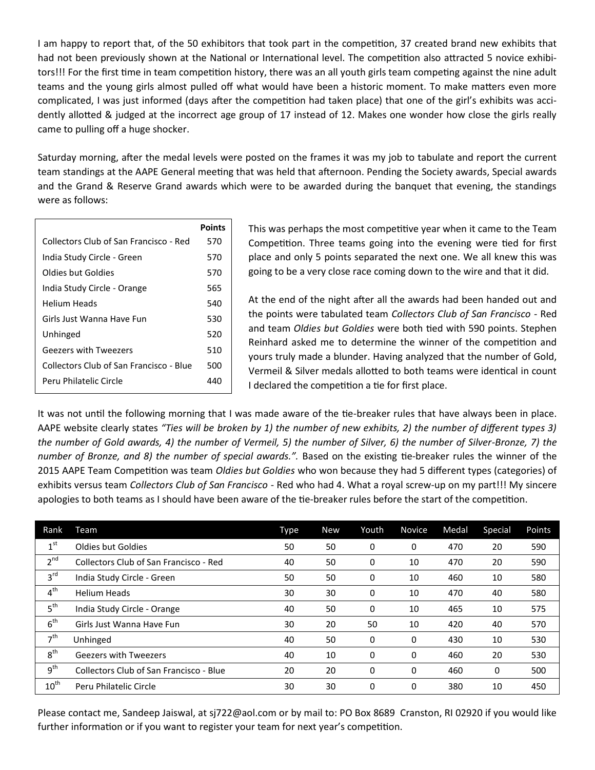I am happy to report that, of the 50 exhibitors that took part in the competition, 37 created brand new exhibits that had not been previously shown at the National or International level. The competition also attracted 5 novice exhibitors!!! For the first time in team competition history, there was an all youth girls team competing against the nine adult teams and the young girls almost pulled off what would have been a historic moment. To make matters even more complicated, I was just informed (days after the competition had taken place) that one of the girl's exhibits was accidently allotted & judged at the incorrect age group of 17 instead of 12. Makes one wonder how close the girls really came to pulling off a huge shocker.

Saturday morning, after the medal levels were posted on the frames it was my job to tabulate and report the current team standings at the AAPE General meeting that was held that afternoon. Pending the Society awards, Special awards and the Grand & Reserve Grand awards which were to be awarded during the banquet that evening, the standings were as follows:

| | Points |
|---|---|
| Collectors Club of San Francisco - Red | 570 |
| India Study Circle - Green | 570 |
| Oldies but Goldies | 570 |
| India Study Circle - Orange | 565 |
| Helium Heads | 540 |
| Girls Just Wanna Have Fun | 530 |
| Unhinged | 520 |
| Geezers with Tweezers | 510 |
| Collectors Club of San Francisco - Blue | 500 |
| Peru Philatelic Circle | 440 |

This was perhaps the most competitive year when it came to the Team Competition. Three teams going into the evening were tied for first place and only 5 points separated the next one. We all knew this was going to be a very close race coming down to the wire and that it did.

At the end of the night after all the awards had been handed out and the points were tabulated team *Collectors Club of San Francisco* - Red and team *Oldies but Goldies* were both tied with 590 points. Stephen Reinhard asked me to determine the winner of the competition and yours truly made a blunder. Having analyzed that the number of Gold, Vermeil & Silver medals allotted to both teams were identical in count I declared the competition a tie for first place.

It was not until the following morning that I was made aware of the tie-breaker rules that have always been in place. AAPE website clearly states *"Ties will be broken by 1) the number of new exhibits, 2) the number of different types 3) the number of Gold awards, 4) the number of Vermeil, 5) the number of Silver, 6) the number of Silver-Bronze, 7) the number of Bronze, and 8) the number of special awards."*. Based on the existing tie-breaker rules the winner of the 2015 AAPE Team Competition was team *Oldies but Goldies* who won because they had 5 different types (categories) of exhibits versus team *Collectors Club of San Francisco* - Red who had 4. What a royal screw-up on my part!!! My sincere apologies to both teams as I should have been aware of the tie-breaker rules before the start of the competition.

| Rank | Team | Type | New | Youth | Novice | Medal | Special | Points |
|---|---|---|---|---|---|---|---|---|
| 1st | Oldies but Goldies | 50 | 50 | 0 | 0 | 470 | 20 | 590 |
| 2nd | Collectors Club of San Francisco - Red | 40 | 50 | 0 | 10 | 470 | 20 | 590 |
| 3rd | India Study Circle - Green | 50 | 50 | 0 | 10 | 460 | 10 | 580 |
| 4th | Helium Heads | 30 | 30 | 0 | 10 | 470 | 40 | 580 |
| 5th | India Study Circle - Orange | 40 | 50 | 0 | 10 | 465 | 10 | 575 |
| 6th | Girls Just Wanna Have Fun | 30 | 20 | 50 | 10 | 420 | 40 | 570 |
| 7th | Unhinged | 40 | 50 | 0 | 0 | 430 | 10 | 530 |
| 8th | Geezers with Tweezers | 40 | 10 | 0 | 0 | 460 | 20 | 530 |
| 9th | Collectors Club of San Francisco - Blue | 20 | 20 | 0 | 0 | 460 | 0 | 500 |
| 10th | Peru Philatelic Circle | 30 | 30 | 0 | 0 | 380 | 10 | 450 |

Please contact me, Sandeep Jaiswal, at sj722@aol.com or by mail to: PO Box 8689 Cranston, RI 02920 if you would like further information or if you want to register your team for next year's competition.